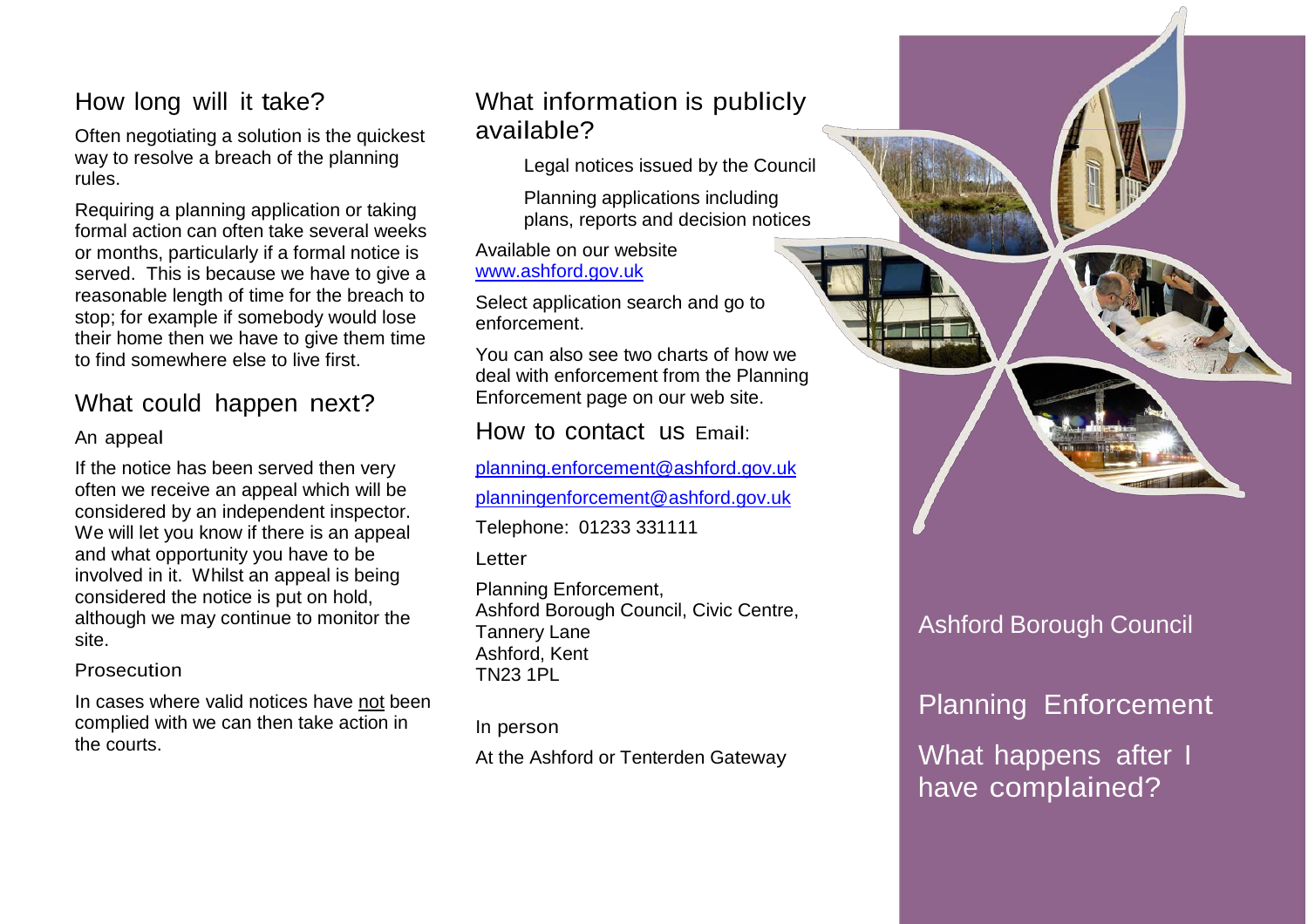## How long will it take?

Often negotiating a solution is the quickest way to resolve a breach of the planning rules.

Requiring a planning application or taking formal action can often take several weeks or months, particularly if a formal notice is served. This is because we have to give a reasonable length of time for the breach to stop; for example if somebody would lose their home then we have to give them time to find somewhere else to live first.

## What could happen next?

### An appeal

If the notice has been served then very often we receive an appeal which will be considered by an independent inspector. We will let you know if there is an appeal and what opportunity you have to be involved in it. Whilst an appeal is being considered the notice is put on hold, although we may continue to monitor the site.

### Prosecution

In cases where valid notices have not been complied with we can then take action in the courts.

## What information is publicly available?

Legal notices issued by the Council

Planning applications including plans, reports and decision notices

Available on our website
www.ashford.gov.uk

Select application search and go to enforcement.

You can also see two charts of how we deal with enforcement from the Planning Enforcement page on our web site.

## How to contact us

Email:

planning.enforcement@ashford.gov.uk

planningenforcement@ashford.gov.uk

Telephone: 01233 331111

Letter

Planning Enforcement,
Ashford Borough Council, Civic Centre,
Tannery Lane
Ashford, Kent
TN23 1PL

In person

At the Ashford or Tenterden Gateway

Ashford Borough Council

# Planning Enforcement

## What happens after I have complained?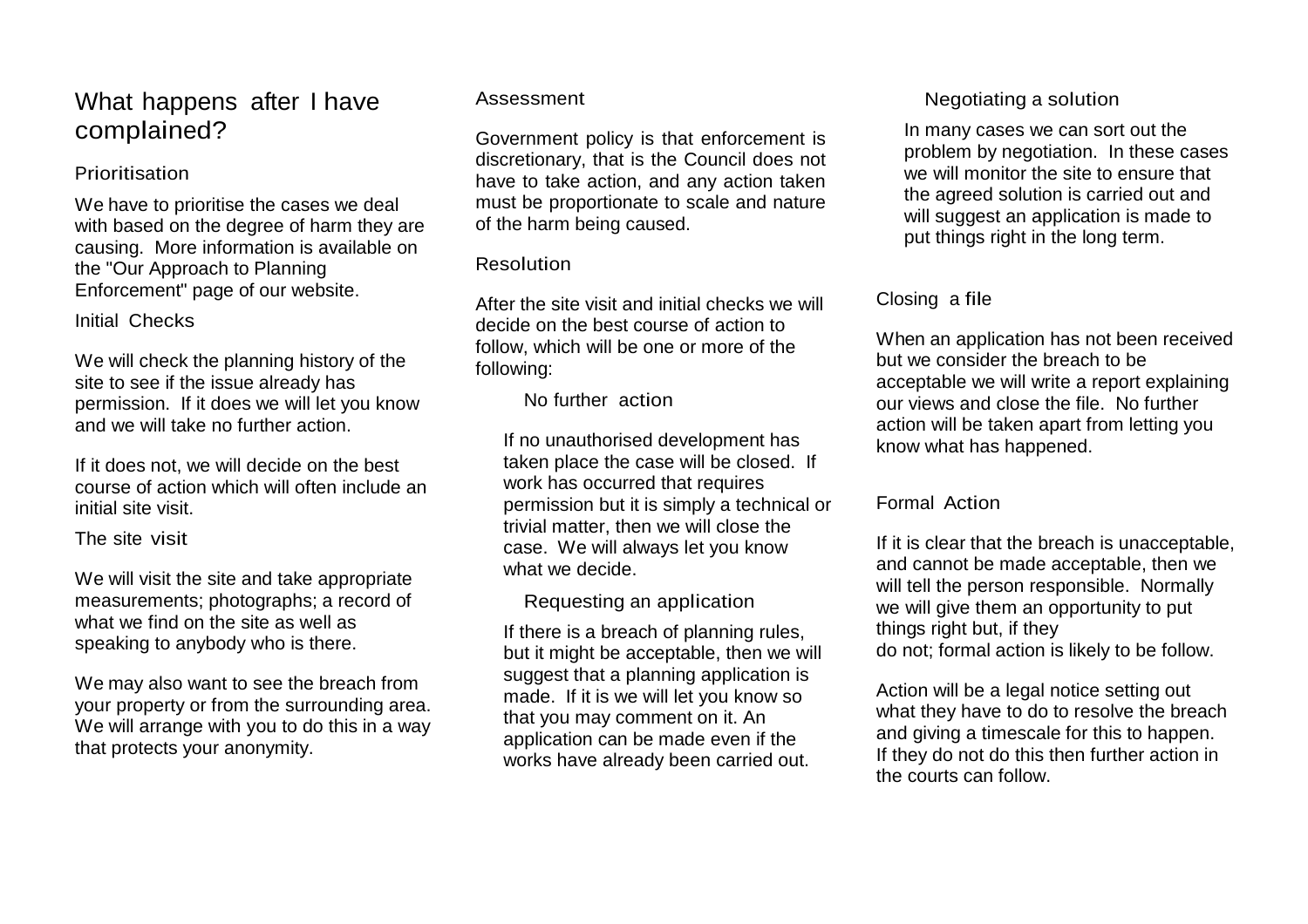# What happens after I have complained?

## Prioritisation

We have to prioritise the cases we deal with based on the degree of harm they are causing. More information is available on the "Our Approach to Planning Enforcement" page of our website.

## Initial Checks

We will check the planning history of the site to see if the issue already has permission. If it does we will let you know and we will take no further action.

If it does not, we will decide on the best course of action which will often include an initial site visit.

## The site visit

We will visit the site and take appropriate measurements; photographs; a record of what we find on the site as well as speaking to anybody who is there.

We may also want to see the breach from your property or from the surrounding area. We will arrange with you to do this in a way that protects your anonymity.

## Assessment

Government policy is that enforcement is discretionary, that is the Council does not have to take action, and any action taken must be proportionate to scale and nature of the harm being caused.

## Resolution

After the site visit and initial checks we will decide on the best course of action to follow, which will be one or more of the following:

### No further action

If no unauthorised development has taken place the case will be closed. If work has occurred that requires permission but it is simply a technical or trivial matter, then we will close the case. We will always let you know what we decide.

### Requesting an application

If there is a breach of planning rules, but it might be acceptable, then we will suggest that a planning application is made. If it is we will let you know so that you may comment on it. An application can be made even if the works have already been carried out.

### Negotiating a solution

In many cases we can sort out the problem by negotiation. In these cases we will monitor the site to ensure that the agreed solution is carried out and will suggest an application is made to put things right in the long term.

## Closing a file

When an application has not been received but we consider the breach to be acceptable we will write a report explaining our views and close the file. No further action will be taken apart from letting you know what has happened.

## Formal Action

If it is clear that the breach is unacceptable, and cannot be made acceptable, then we will tell the person responsible. Normally we will give them an opportunity to put things right but, if they do not; formal action is likely to be follow.

Action will be a legal notice setting out what they have to do to resolve the breach and giving a timescale for this to happen. If they do not do this then further action in the courts can follow.